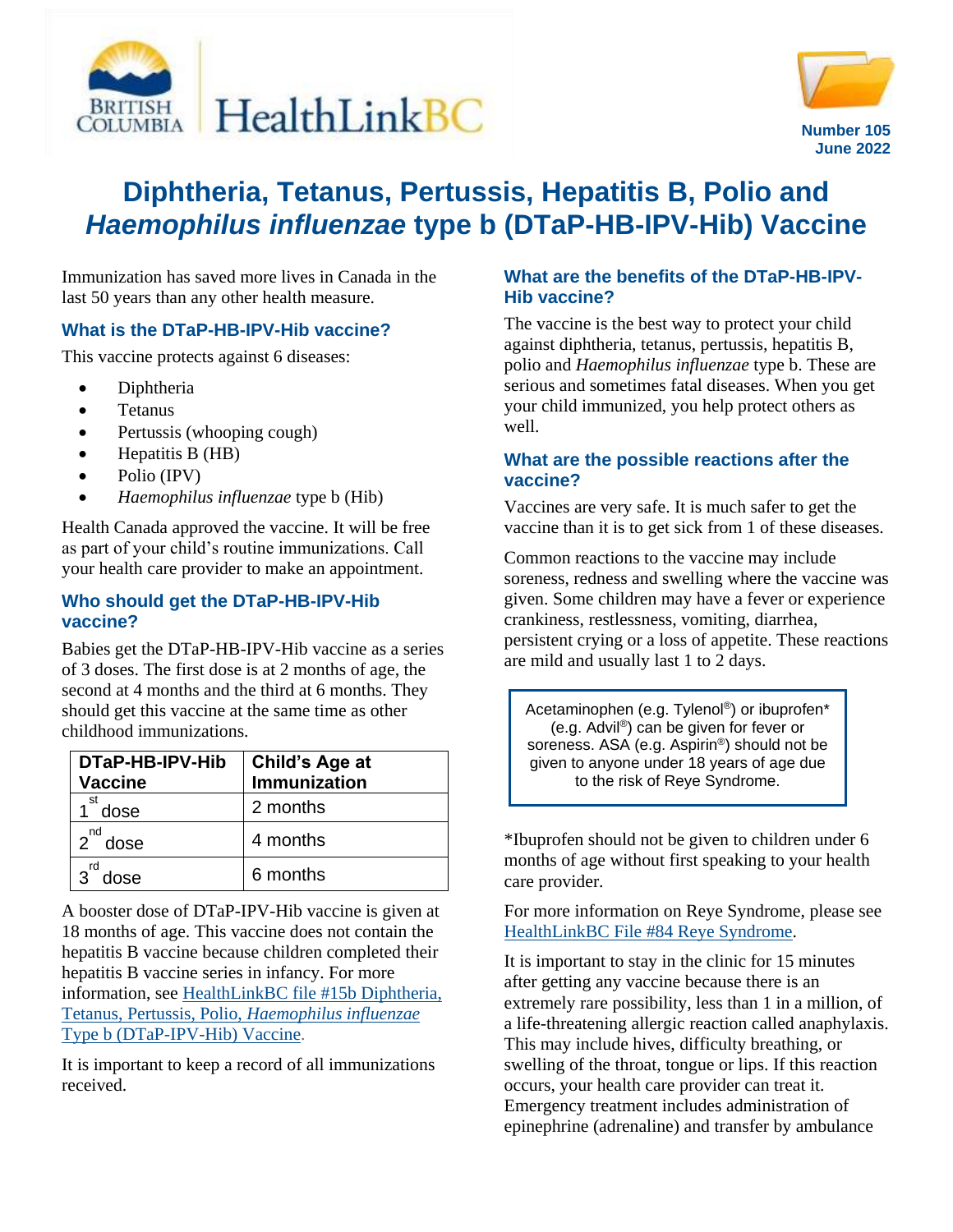Number 105
June 2022

# Diphtheria, Tetanus, Pertussis, Hepatitis B, Polio and *Haemophilus influenzae* type b (DTaP-HB-IPV-Hib) Vaccine

Immunization has saved more lives in Canada in the last 50 years than any other health measure.

## What is the DTaP-HB-IPV-Hib vaccine?

This vaccine protects against 6 diseases:

- Diphtheria
- Tetanus
- Pertussis (whooping cough)
- Hepatitis B (HB)
- Polio (IPV)
- *Haemophilus influenzae* type b (Hib)

Health Canada approved the vaccine. It will be free as part of your child's routine immunizations. Call your health care provider to make an appointment.

## Who should get the DTaP-HB-IPV-Hib vaccine?

Babies get the DTaP-HB-IPV-Hib vaccine as a series of 3 doses. The first dose is at 2 months of age, the second at 4 months and the third at 6 months. They should get this vaccine at the same time as other childhood immunizations.

| DTaP-HB-IPV-Hib Vaccine | Child's Age at Immunization |
|---|---|
| 1st dose | 2 months |
| 2nd dose | 4 months |
| 3rd dose | 6 months |

A booster dose of DTaP-IPV-Hib vaccine is given at 18 months of age. This vaccine does not contain the hepatitis B vaccine because children completed their hepatitis B vaccine series in infancy. For more information, see HealthLinkBC file #15b Diphtheria, Tetanus, Pertussis, Polio, *Haemophilus influenzae* Type b (DTaP-IPV-Hib) Vaccine.

It is important to keep a record of all immunizations received.

## What are the benefits of the DTaP-HB-IPV-Hib vaccine?

The vaccine is the best way to protect your child against diphtheria, tetanus, pertussis, hepatitis B, polio and *Haemophilus influenzae* type b. These are serious and sometimes fatal diseases. When you get your child immunized, you help protect others as well.

## What are the possible reactions after the vaccine?

Vaccines are very safe. It is much safer to get the vaccine than it is to get sick from 1 of these diseases.

Common reactions to the vaccine may include soreness, redness and swelling where the vaccine was given. Some children may have a fever or experience crankiness, restlessness, vomiting, diarrhea, persistent crying or a loss of appetite. These reactions are mild and usually last 1 to 2 days.

> Acetaminophen (e.g. Tylenol®) or ibuprofen* (e.g. Advil®) can be given for fever or soreness. ASA (e.g. Aspirin®) should not be given to anyone under 18 years of age due to the risk of Reye Syndrome.

*Ibuprofen should not be given to children under 6 months of age without first speaking to your health care provider.

For more information on Reye Syndrome, please see HealthLinkBC File #84 Reye Syndrome.

It is important to stay in the clinic for 15 minutes after getting any vaccine because there is an extremely rare possibility, less than 1 in a million, of a life-threatening allergic reaction called anaphylaxis. This may include hives, difficulty breathing, or swelling of the throat, tongue or lips. If this reaction occurs, your health care provider can treat it. Emergency treatment includes administration of epinephrine (adrenaline) and transfer by ambulance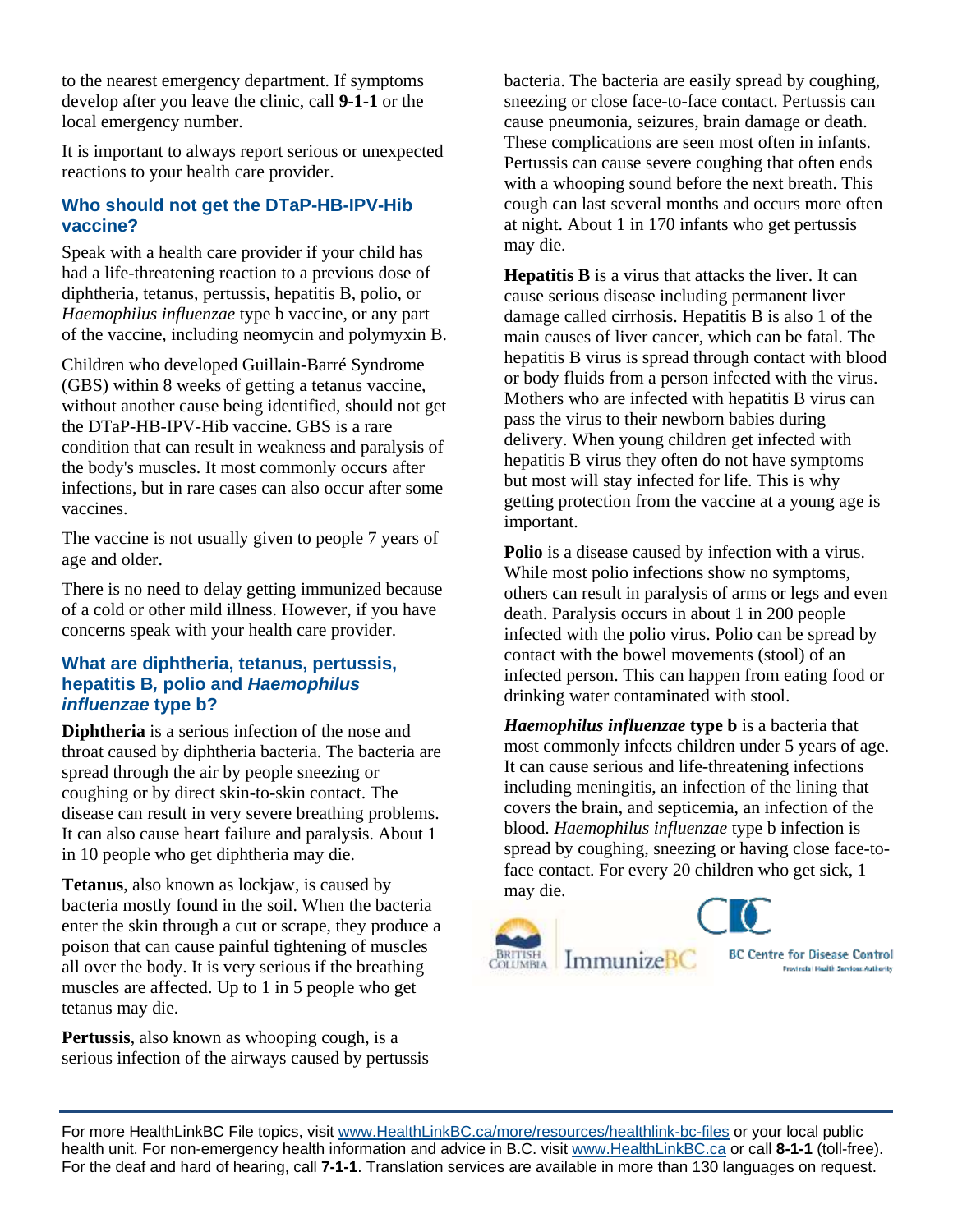to the nearest emergency department. If symptoms develop after you leave the clinic, call **9-1-1** or the local emergency number.

It is important to always report serious or unexpected reactions to your health care provider.

## Who should not get the DTaP-HB-IPV-Hib vaccine?

Speak with a health care provider if your child has had a life-threatening reaction to a previous dose of diphtheria, tetanus, pertussis, hepatitis B, polio, or *Haemophilus influenzae* type b vaccine, or any part of the vaccine, including neomycin and polymyxin B.

Children who developed Guillain-Barré Syndrome (GBS) within 8 weeks of getting a tetanus vaccine, without another cause being identified, should not get the DTaP-HB-IPV-Hib vaccine. GBS is a rare condition that can result in weakness and paralysis of the body's muscles. It most commonly occurs after infections, but in rare cases can also occur after some vaccines.

The vaccine is not usually given to people 7 years of age and older.

There is no need to delay getting immunized because of a cold or other mild illness. However, if you have concerns speak with your health care provider.

## What are diphtheria, tetanus, pertussis, hepatitis B, polio and *Haemophilus influenzae* type b?

**Diphtheria** is a serious infection of the nose and throat caused by diphtheria bacteria. The bacteria are spread through the air by people sneezing or coughing or by direct skin-to-skin contact. The disease can result in very severe breathing problems. It can also cause heart failure and paralysis. About 1 in 10 people who get diphtheria may die.

**Tetanus**, also known as lockjaw, is caused by bacteria mostly found in the soil. When the bacteria enter the skin through a cut or scrape, they produce a poison that can cause painful tightening of muscles all over the body. It is very serious if the breathing muscles are affected. Up to 1 in 5 people who get tetanus may die.

**Pertussis**, also known as whooping cough, is a serious infection of the airways caused by pertussis bacteria. The bacteria are easily spread by coughing, sneezing or close face-to-face contact. Pertussis can cause pneumonia, seizures, brain damage or death. These complications are seen most often in infants. Pertussis can cause severe coughing that often ends with a whooping sound before the next breath. This cough can last several months and occurs more often at night. About 1 in 170 infants who get pertussis may die.

**Hepatitis B** is a virus that attacks the liver. It can cause serious disease including permanent liver damage called cirrhosis. Hepatitis B is also 1 of the main causes of liver cancer, which can be fatal. The hepatitis B virus is spread through contact with blood or body fluids from a person infected with the virus. Mothers who are infected with hepatitis B virus can pass the virus to their newborn babies during delivery. When young children get infected with hepatitis B virus they often do not have symptoms but most will stay infected for life. This is why getting protection from the vaccine at a young age is important.

**Polio** is a disease caused by infection with a virus. While most polio infections show no symptoms, others can result in paralysis of arms or legs and even death. Paralysis occurs in about 1 in 200 people infected with the polio virus. Polio can be spread by contact with the bowel movements (stool) of an infected person. This can happen from eating food or drinking water contaminated with stool.

***Haemophilus influenzae* type b** is a bacteria that most commonly infects children under 5 years of age. It can cause serious and life-threatening infections including meningitis, an infection of the lining that covers the brain, and septicemia, an infection of the blood. *Haemophilus influenzae* type b infection is spread by coughing, sneezing or having close face-to-face contact. For every 20 children who get sick, 1 may die.

British Columbia | ImmunizeBC | BC Centre for Disease Control — Provincial Health Services Authority

For more HealthLinkBC File topics, visit www.HealthLinkBC.ca/more/resources/healthlink-bc-files or your local public health unit. For non-emergency health information and advice in B.C. visit www.HealthLinkBC.ca or call **8-1-1** (toll-free). For the deaf and hard of hearing, call **7-1-1**. Translation services are available in more than 130 languages on request.